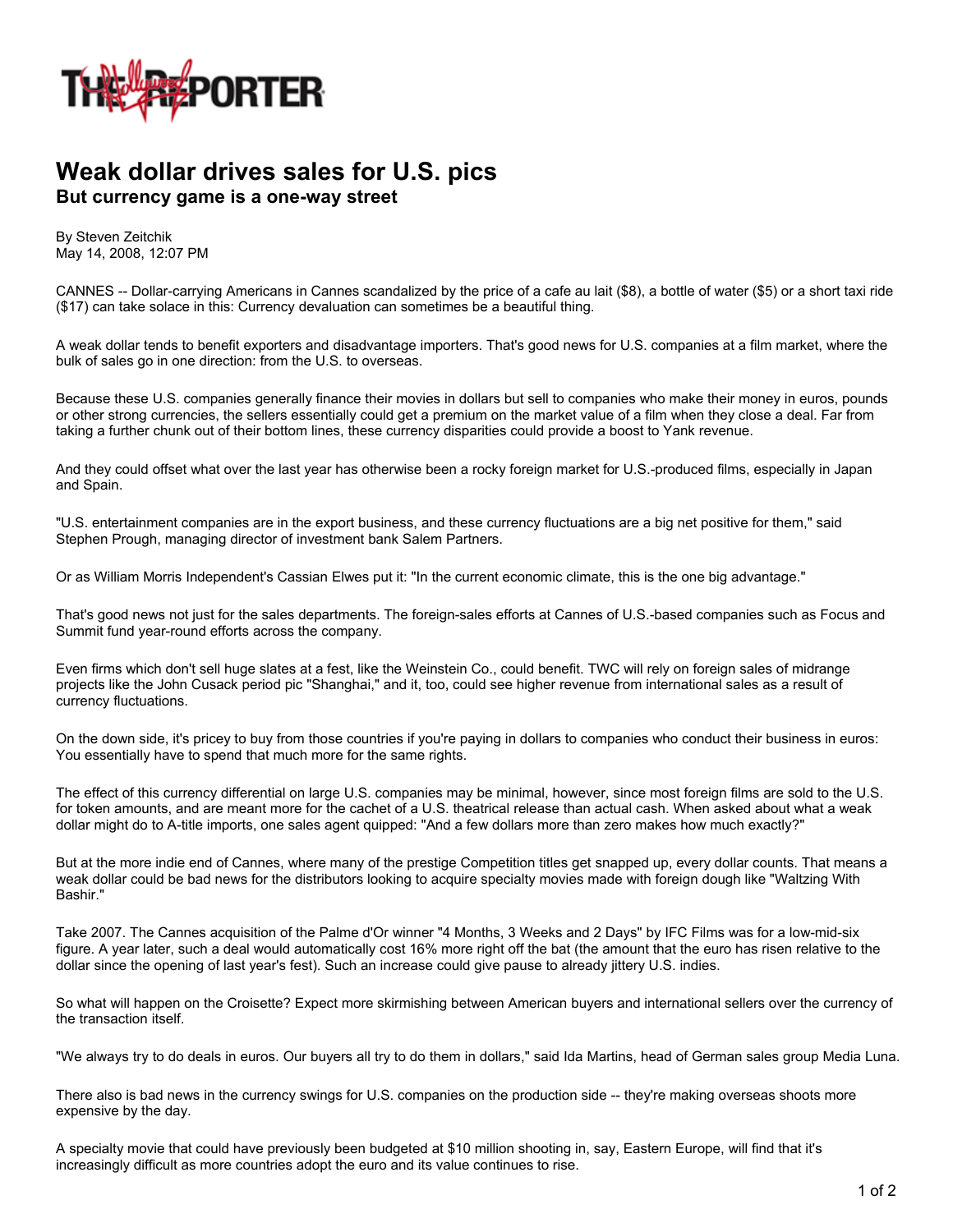THE REPORTER

# Weak dollar drives sales for U.S. pics

## But currency game is a one-way street

By Steven Zeitchik
May 14, 2008, 12:07 PM

CANNES -- Dollar-carrying Americans in Cannes scandalized by the price of a cafe au lait ($8), a bottle of water ($5) or a short taxi ride ($17) can take solace in this: Currency devaluation can sometimes be a beautiful thing.

A weak dollar tends to benefit exporters and disadvantage importers. That's good news for U.S. companies at a film market, where the bulk of sales go in one direction: from the U.S. to overseas.

Because these U.S. companies generally finance their movies in dollars but sell to companies who make their money in euros, pounds or other strong currencies, the sellers essentially could get a premium on the market value of a film when they close a deal. Far from taking a further chunk out of their bottom lines, these currency disparities could provide a boost to Yank revenue.

And they could offset what over the last year has otherwise been a rocky foreign market for U.S.-produced films, especially in Japan and Spain.

"U.S. entertainment companies are in the export business, and these currency fluctuations are a big net positive for them," said Stephen Prough, managing director of investment bank Salem Partners.

Or as William Morris Independent's Cassian Elwes put it: "In the current economic climate, this is the one big advantage."

That's good news not just for the sales departments. The foreign-sales efforts at Cannes of U.S.-based companies such as Focus and Summit fund year-round efforts across the company.

Even firms which don't sell huge slates at a fest, like the Weinstein Co., could benefit. TWC will rely on foreign sales of midrange projects like the John Cusack period pic "Shanghai," and it, too, could see higher revenue from international sales as a result of currency fluctuations.

On the down side, it's pricey to buy from those countries if you're paying in dollars to companies who conduct their business in euros: You essentially have to spend that much more for the same rights.

The effect of this currency differential on large U.S. companies may be minimal, however, since most foreign films are sold to the U.S. for token amounts, and are meant more for the cachet of a U.S. theatrical release than actual cash. When asked about what a weak dollar might do to A-title imports, one sales agent quipped: "And a few dollars more than zero makes how much exactly?"

But at the more indie end of Cannes, where many of the prestige Competition titles get snapped up, every dollar counts. That means a weak dollar could be bad news for the distributors looking to acquire specialty movies made with foreign dough like "Waltzing With Bashir."

Take 2007. The Cannes acquisition of the Palme d'Or winner "4 Months, 3 Weeks and 2 Days" by IFC Films was for a low-mid-six figure. A year later, such a deal would automatically cost 16% more right off the bat (the amount that the euro has risen relative to the dollar since the opening of last year's fest). Such an increase could give pause to already jittery U.S. indies.

So what will happen on the Croisette? Expect more skirmishing between American buyers and international sellers over the currency of the transaction itself.

"We always try to do deals in euros. Our buyers all try to do them in dollars," said Ida Martins, head of German sales group Media Luna.

There also is bad news in the currency swings for U.S. companies on the production side -- they're making overseas shoots more expensive by the day.

A specialty movie that could have previously been budgeted at $10 million shooting in, say, Eastern Europe, will find that it's increasingly difficult as more countries adopt the euro and its value continues to rise.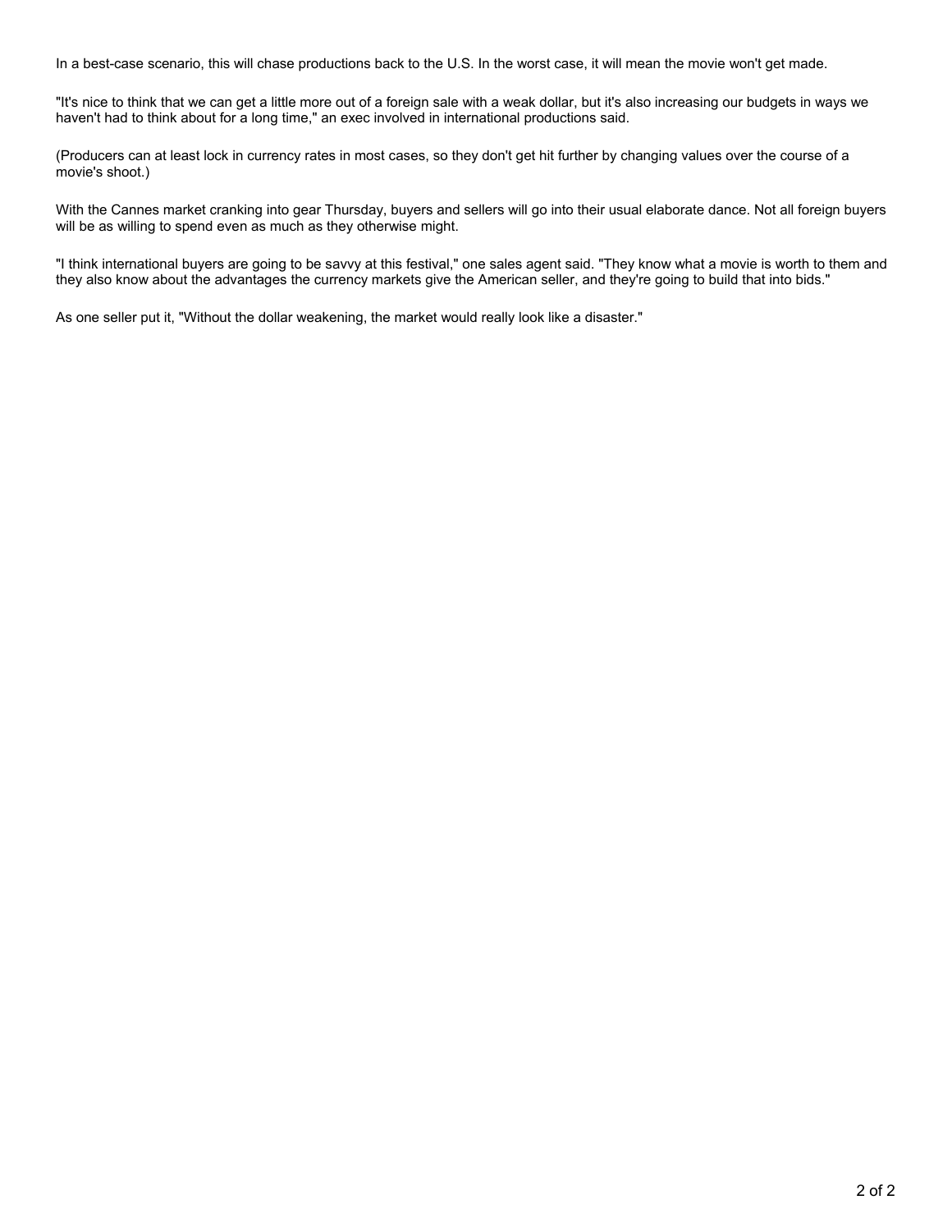In a best-case scenario, this will chase productions back to the U.S. In the worst case, it will mean the movie won't get made.

"It's nice to think that we can get a little more out of a foreign sale with a weak dollar, but it's also increasing our budgets in ways we haven't had to think about for a long time," an exec involved in international productions said.

(Producers can at least lock in currency rates in most cases, so they don't get hit further by changing values over the course of a movie's shoot.)

With the Cannes market cranking into gear Thursday, buyers and sellers will go into their usual elaborate dance. Not all foreign buyers will be as willing to spend even as much as they otherwise might.

"I think international buyers are going to be savvy at this festival," one sales agent said. "They know what a movie is worth to them and they also know about the advantages the currency markets give the American seller, and they're going to build that into bids."

As one seller put it, "Without the dollar weakening, the market would really look like a disaster."